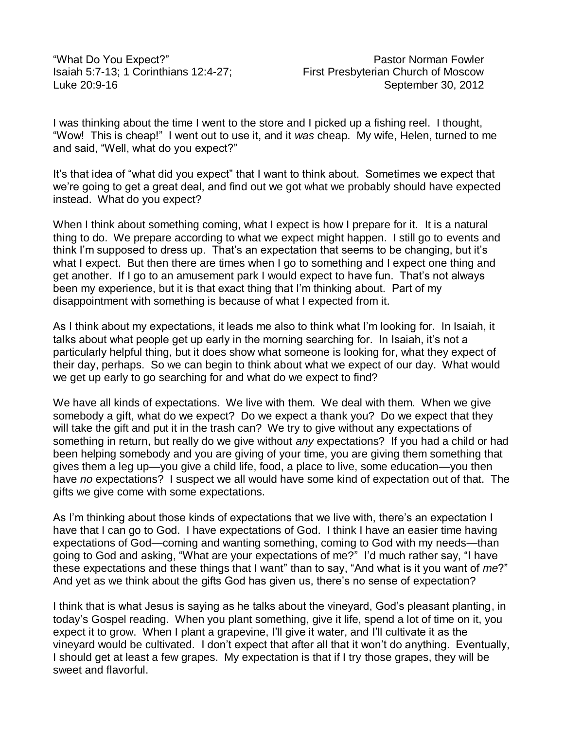"What Do You Expect?"
Isaiah 5:7-13; 1 Corinthians 12:4-27;
Luke 20:9-16

Pastor Norman Fowler
First Presbyterian Church of Moscow
September 30, 2012

I was thinking about the time I went to the store and I picked up a fishing reel. I thought, "Wow! This is cheap!" I went out to use it, and it *was* cheap. My wife, Helen, turned to me and said, "Well, what do you expect?"

It's that idea of "what did you expect" that I want to think about. Sometimes we expect that we're going to get a great deal, and find out we got what we probably should have expected instead. What do you expect?

When I think about something coming, what I expect is how I prepare for it. It is a natural thing to do. We prepare according to what we expect might happen. I still go to events and think I'm supposed to dress up. That's an expectation that seems to be changing, but it's what I expect. But then there are times when I go to something and I expect one thing and get another. If I go to an amusement park I would expect to have fun. That's not always been my experience, but it is that exact thing that I'm thinking about. Part of my disappointment with something is because of what I expected from it.

As I think about my expectations, it leads me also to think what I'm looking for. In Isaiah, it talks about what people get up early in the morning searching for. In Isaiah, it's not a particularly helpful thing, but it does show what someone is looking for, what they expect of their day, perhaps. So we can begin to think about what we expect of our day. What would we get up early to go searching for and what do we expect to find?

We have all kinds of expectations. We live with them. We deal with them. When we give somebody a gift, what do we expect? Do we expect a thank you? Do we expect that they will take the gift and put it in the trash can? We try to give without any expectations of something in return, but really do we give without *any* expectations? If you had a child or had been helping somebody and you are giving of your time, you are giving them something that gives them a leg up—you give a child life, food, a place to live, some education—you then have *no* expectations? I suspect we all would have some kind of expectation out of that. The gifts we give come with some expectations.

As I'm thinking about those kinds of expectations that we live with, there's an expectation I have that I can go to God. I have expectations of God. I think I have an easier time having expectations of God—coming and wanting something, coming to God with my needs—than going to God and asking, "What are your expectations of me?" I'd much rather say, "I have these expectations and these things that I want" than to say, "And what is it you want of *me*?" And yet as we think about the gifts God has given us, there's no sense of expectation?

I think that is what Jesus is saying as he talks about the vineyard, God's pleasant planting, in today's Gospel reading. When you plant something, give it life, spend a lot of time on it, you expect it to grow. When I plant a grapevine, I'll give it water, and I'll cultivate it as the vineyard would be cultivated. I don't expect that after all that it won't do anything. Eventually, I should get at least a few grapes. My expectation is that if I try those grapes, they will be sweet and flavorful.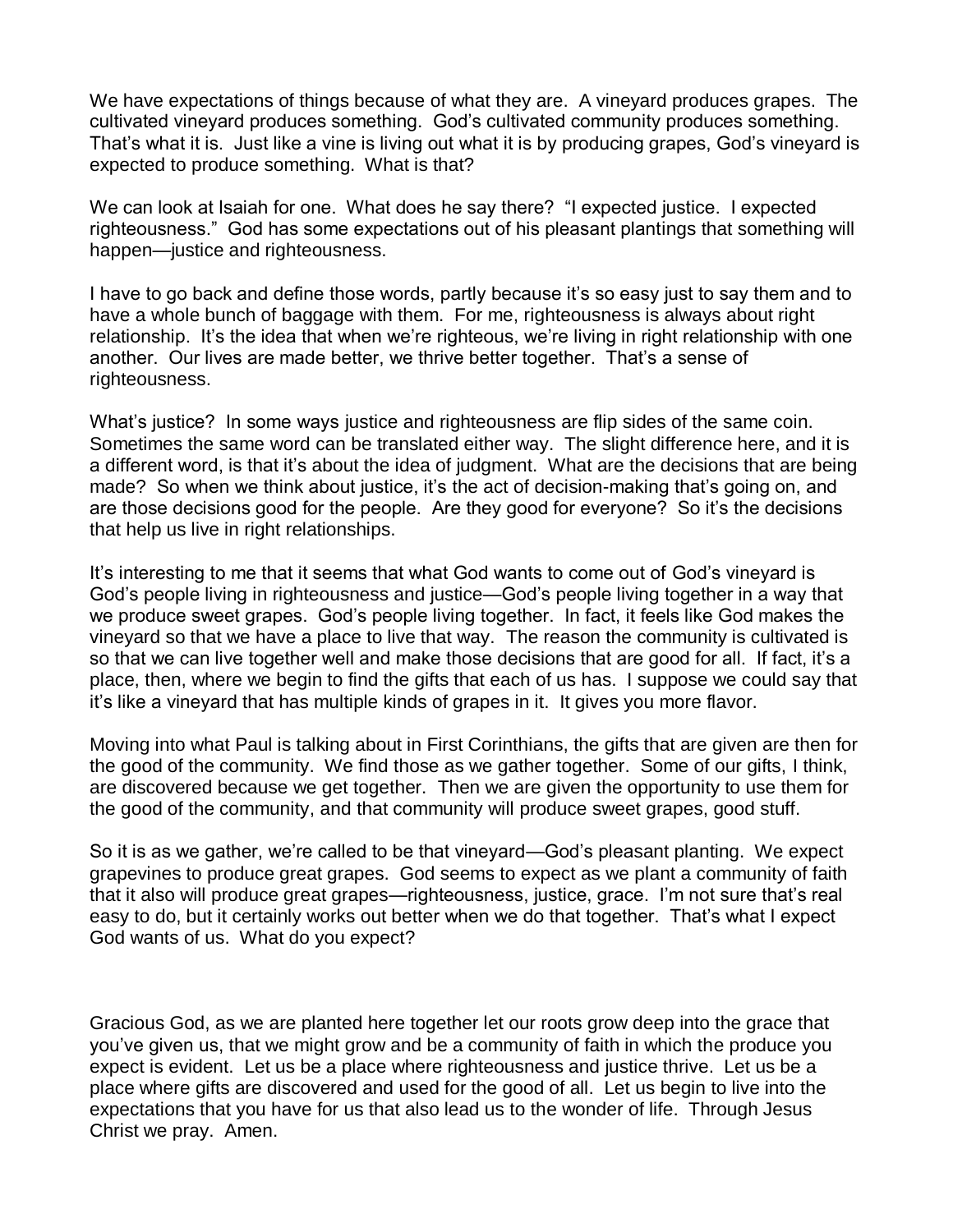We have expectations of things because of what they are. A vineyard produces grapes. The cultivated vineyard produces something. God's cultivated community produces something. That's what it is. Just like a vine is living out what it is by producing grapes, God's vineyard is expected to produce something. What is that?

We can look at Isaiah for one. What does he say there? "I expected justice. I expected righteousness." God has some expectations out of his pleasant plantings that something will happen—justice and righteousness.

I have to go back and define those words, partly because it's so easy just to say them and to have a whole bunch of baggage with them. For me, righteousness is always about right relationship. It's the idea that when we're righteous, we're living in right relationship with one another. Our lives are made better, we thrive better together. That's a sense of righteousness.

What's justice? In some ways justice and righteousness are flip sides of the same coin. Sometimes the same word can be translated either way. The slight difference here, and it is a different word, is that it's about the idea of judgment. What are the decisions that are being made? So when we think about justice, it's the act of decision-making that's going on, and are those decisions good for the people. Are they good for everyone? So it's the decisions that help us live in right relationships.

It's interesting to me that it seems that what God wants to come out of God's vineyard is God's people living in righteousness and justice—God's people living together in a way that we produce sweet grapes. God's people living together. In fact, it feels like God makes the vineyard so that we have a place to live that way. The reason the community is cultivated is so that we can live together well and make those decisions that are good for all. If fact, it's a place, then, where we begin to find the gifts that each of us has. I suppose we could say that it's like a vineyard that has multiple kinds of grapes in it. It gives you more flavor.

Moving into what Paul is talking about in First Corinthians, the gifts that are given are then for the good of the community. We find those as we gather together. Some of our gifts, I think, are discovered because we get together. Then we are given the opportunity to use them for the good of the community, and that community will produce sweet grapes, good stuff.

So it is as we gather, we're called to be that vineyard—God's pleasant planting. We expect grapevines to produce great grapes. God seems to expect as we plant a community of faith that it also will produce great grapes—righteousness, justice, grace. I'm not sure that's real easy to do, but it certainly works out better when we do that together. That's what I expect God wants of us. What do you expect?

Gracious God, as we are planted here together let our roots grow deep into the grace that you've given us, that we might grow and be a community of faith in which the produce you expect is evident. Let us be a place where righteousness and justice thrive. Let us be a place where gifts are discovered and used for the good of all. Let us begin to live into the expectations that you have for us that also lead us to the wonder of life. Through Jesus Christ we pray. Amen.